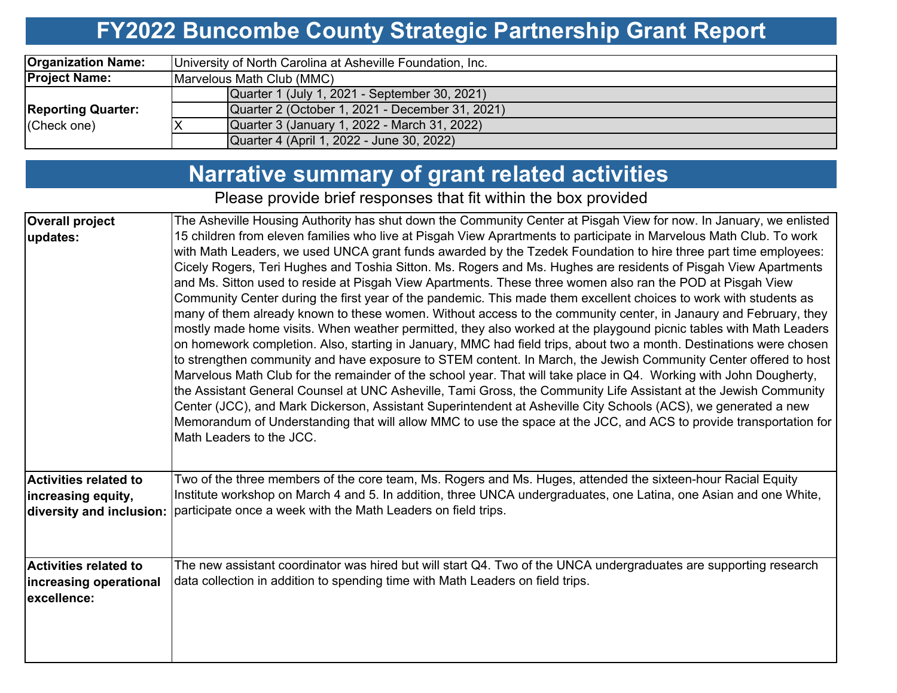# FY2022 Buncombe County Strategic Partnership Grant Report

| | | |
|---|---|---|
| **Organization Name:** | University of North Carolina at Asheville Foundation, Inc. | |
| **Project Name:** | Marvelous Math Club (MMC) | |
| **Reporting Quarter:** (Check one) | | Quarter 1 (July 1, 2021 - September 30, 2021) |
| | | Quarter 2 (October 1, 2021 - December 31, 2021) |
| | X | Quarter 3 (January 1, 2022 - March 31, 2022) |
| | | Quarter 4 (April 1, 2022 - June 30, 2022) |

## Narrative summary of grant related activities

Please provide brief responses that fit within the box provided

| | |
|---|---|
| **Overall project updates:** | The Asheville Housing Authority has shut down the Community Center at Pisgah View for now. In January, we enlisted 15 children from eleven families who live at Pisgah View Aprartments to participate in Marvelous Math Club. To work with Math Leaders, we used UNCA grant funds awarded by the Tzedek Foundation to hire three part time employees: Cicely Rogers, Teri Hughes and Toshia Sitton. Ms. Rogers and Ms. Hughes are residents of Pisgah View Apartments and Ms. Sitton used to reside at Pisgah View Apartments. These three women also ran the POD at Pisgah View Community Center during the first year of the pandemic. This made them excellent choices to work with students as many of them already known to these women. Without access to the community center, in Janaury and February, they mostly made home visits. When weather permitted, they also worked at the playgound picnic tables with Math Leaders on homework completion. Also, starting in January, MMC had field trips, about two a month. Destinations were chosen to strengthen community and have exposure to STEM content. In March, the Jewish Community Center offered to host Marvelous Math Club for the remainder of the school year. That will take place in Q4. Working with John Dougherty, the Assistant General Counsel at UNC Asheville, Tami Gross, the Community Life Assistant at the Jewish Community Center (JCC), and Mark Dickerson, Assistant Superintendent at Asheville City Schools (ACS), we generated a new Memorandum of Understanding that will allow MMC to use the space at the JCC, and ACS to provide transportation for Math Leaders to the JCC. |
| **Activities related to increasing equity, diversity and inclusion:** | Two of the three members of the core team, Ms. Rogers and Ms. Huges, attended the sixteen-hour Racial Equity Institute workshop on March 4 and 5. In addition, three UNCA undergraduates, one Latina, one Asian and one White, participate once a week with the Math Leaders on field trips. |
| **Activities related to increasing operational excellence:** | The new assistant coordinator was hired but will start Q4. Two of the UNCA undergraduates are supporting research data collection in addition to spending time with Math Leaders on field trips. |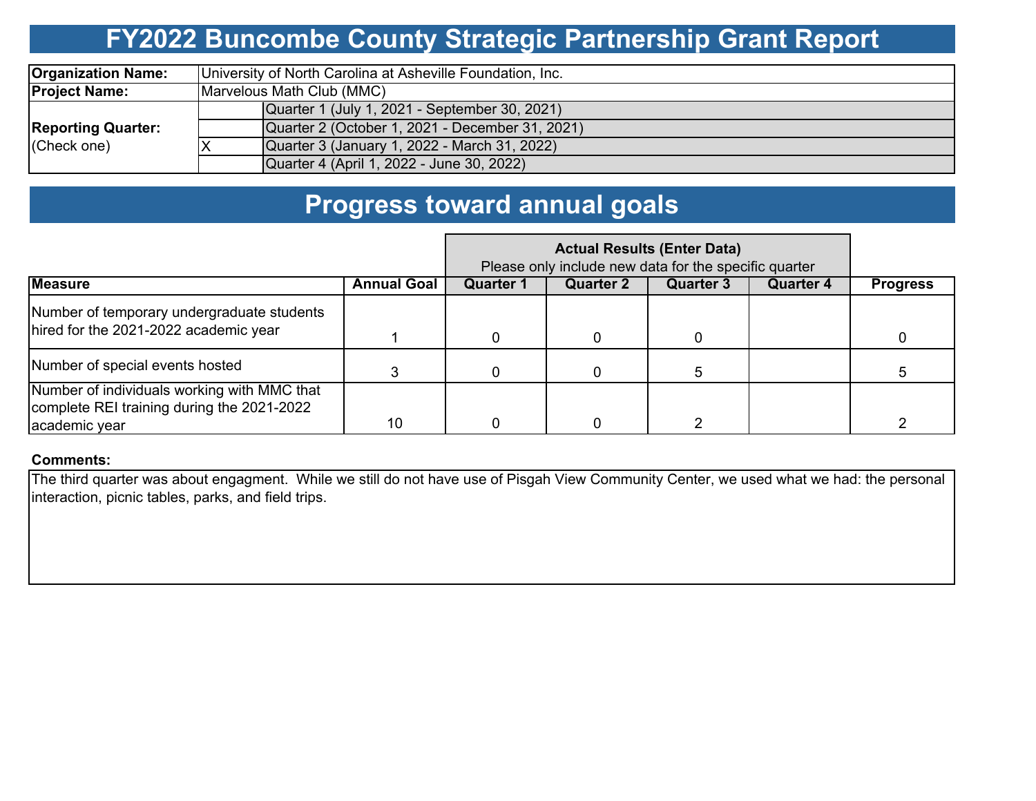# FY2022 Buncombe County Strategic Partnership Grant Report

| | | |
|---|---|---|
| **Organization Name:** | University of North Carolina at Asheville Foundation, Inc. | |
| **Project Name:** | Marvelous Math Club (MMC) | |
| **Reporting Quarter:** (Check one) | | Quarter 1 (July 1, 2021 - September 30, 2021) |
| | | Quarter 2 (October 1, 2021 - December 31, 2021) |
| | X | Quarter 3 (January 1, 2022 - March 31, 2022) |
| | | Quarter 4 (April 1, 2022 - June 30, 2022) |

# Progress toward annual goals

| | | Actual Results (Enter Data) Please only include new data for the specific quarter | | | | |
|---|---|---|---|---|---|---|
| **Measure** | **Annual Goal** | **Quarter 1** | **Quarter 2** | **Quarter 3** | **Quarter 4** | **Progress** |
| Number of temporary undergraduate students hired for the 2021-2022 academic year | 1 | 0 | 0 | 0 | | 0 |
| Number of special events hosted | 3 | 0 | 0 | 5 | | 5 |
| Number of individuals working with MMC that complete REI training during the 2021-2022 academic year | 10 | 0 | 0 | 2 | | 2 |

**Comments:**

The third quarter was about engagment. While we still do not have use of Pisgah View Community Center, we used what we had: the personal interaction, picnic tables, parks, and field trips.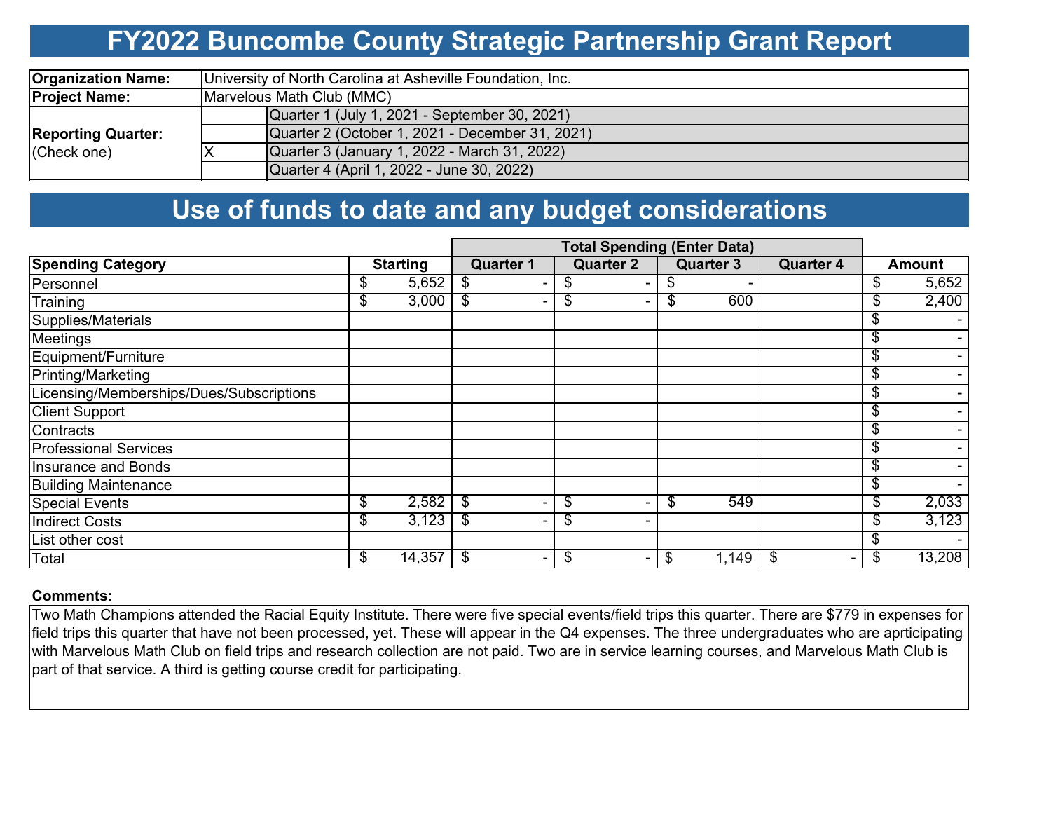# FY2022 Buncombe County Strategic Partnership Grant Report

| | | |
|---|---|---|
| **Organization Name:** | University of North Carolina at Asheville Foundation, Inc. | |
| **Project Name:** | Marvelous Math Club (MMC) | |
| **Reporting Quarter:** (Check one) | | Quarter 1 (July 1, 2021 - September 30, 2021) |
| | | Quarter 2 (October 1, 2021 - December 31, 2021) |
| | X | Quarter 3 (January 1, 2022 - March 31, 2022) |
| | | Quarter 4 (April 1, 2022 - June 30, 2022) |

## Use of funds to date and any budget considerations

| | | Total Spending (Enter Data) | | | | |
|---|---|---|---|---|---|---|
| **Spending Category** | **Starting** | **Quarter 1** | **Quarter 2** | **Quarter 3** | **Quarter 4** | **Amount** |
| Personnel | $ 5,652 | $ - | $ - | $ - | | $ 5,652 |
| Training | $ 3,000 | $ - | $ - | $ 600 | | $ 2,400 |
| Supplies/Materials | | | | | | $ - |
| Meetings | | | | | | $ - |
| Equipment/Furniture | | | | | | $ - |
| Printing/Marketing | | | | | | $ - |
| Licensing/Memberships/Dues/Subscriptions | | | | | | $ - |
| Client Support | | | | | | $ - |
| Contracts | | | | | | $ - |
| Professional Services | | | | | | $ - |
| Insurance and Bonds | | | | | | $ - |
| Building Maintenance | | | | | | $ - |
| Special Events | $ 2,582 | $ - | $ - | $ 549 | | $ 2,033 |
| Indirect Costs | $ 3,123 | $ - | $ - | | | $ 3,123 |
| List other cost | | | | | | $ - |
| Total | $ 14,357 | $ - | $ - | $ 1,149 | $ - | $ 13,208 |

**Comments:**

Two Math Champions attended the Racial Equity Institute. There were five special events/field trips this quarter. There are $779 in expenses for field trips this quarter that have not been processed, yet. These will appear in the Q4 expenses. The three undergraduates who are apticipating with Marvelous Math Club on field trips and research collection are not paid. Two are in service learning courses, and Marvelous Math Club is part of that service. A third is getting course credit for participating.